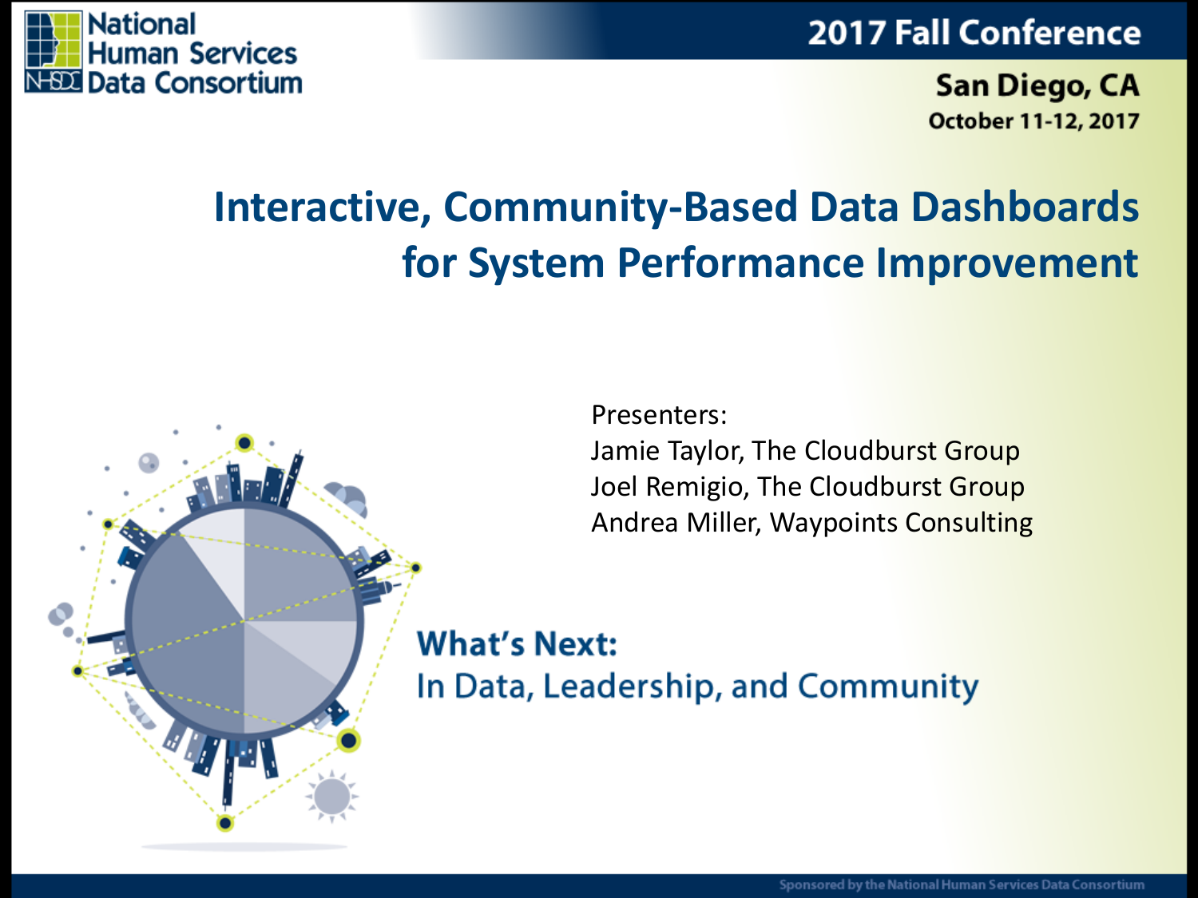National Human Services Data Consortium

2017 Fall Conference

San Diego, CA

October 11-12, 2017

# Interactive, Community-Based Data Dashboards for System Performance Improvement

Presenters:
Jamie Taylor, The Cloudburst Group
Joel Remigio, The Cloudburst Group
Andrea Miller, Waypoints Consulting

**What's Next:**
In Data, Leadership, and Community

Sponsored by the National Human Services Data Consortium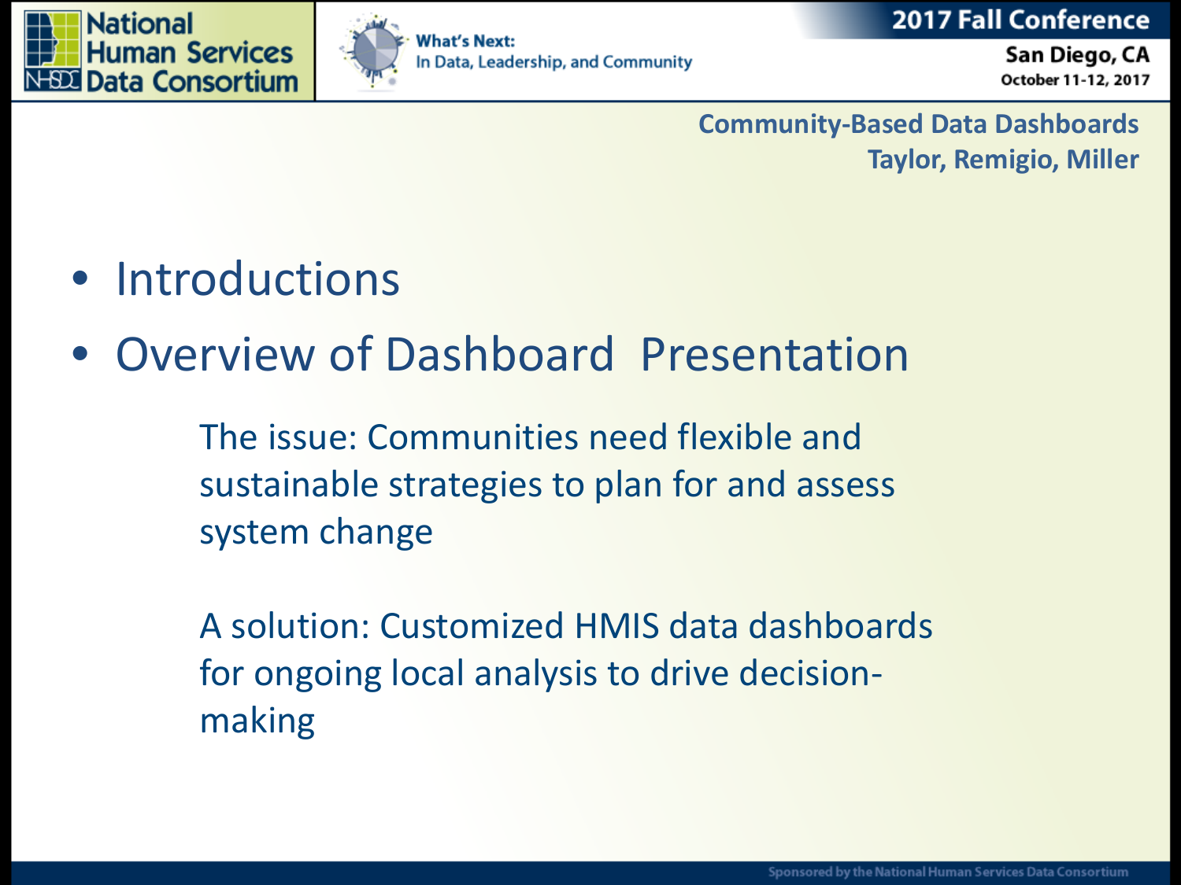**Community-Based Data Dashboards**
**Taylor, Remigio, Miller**

- Introductions
- Overview of Dashboard Presentation

  The issue: Communities need flexible and sustainable strategies to plan for and assess system change

  A solution: Customized HMIS data dashboards for ongoing local analysis to drive decision-making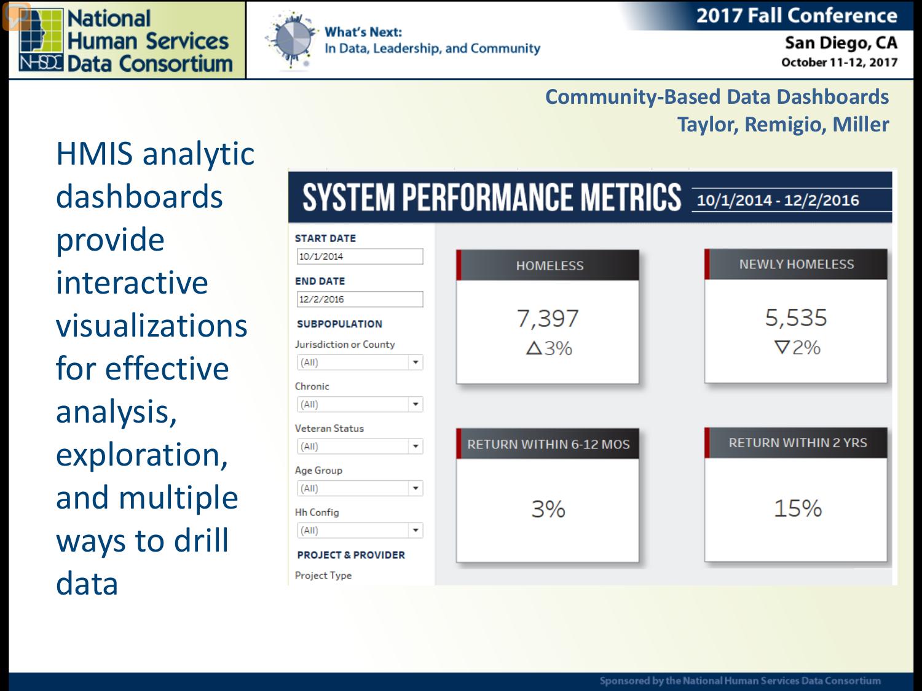## Community-Based Data Dashboards

Taylor, Remigio, Miller

HMIS analytic dashboards provide interactive visualizations for effective analysis, exploration, and multiple ways to drill data

# SYSTEM PERFORMANCE METRICS

10/1/2014 - 12/2/2016

**START DATE**

10/1/2014

**END DATE**

12/2/2016

**SUBPOPULATION**

Jurisdiction or County: (All)

Chronic: (All)

Veteran Status: (All)

Age Group: (All)

Hh Config: (All)

**PROJECT & PROVIDER**

Project Type

| HOMELESS | NEWLY HOMELESS |
|---|---|
| 7,397 △3% | 5,535 ▽2% |

| RETURN WITHIN 6-12 MOS | RETURN WITHIN 2 YRS |
|---|---|
| 3% | 15% |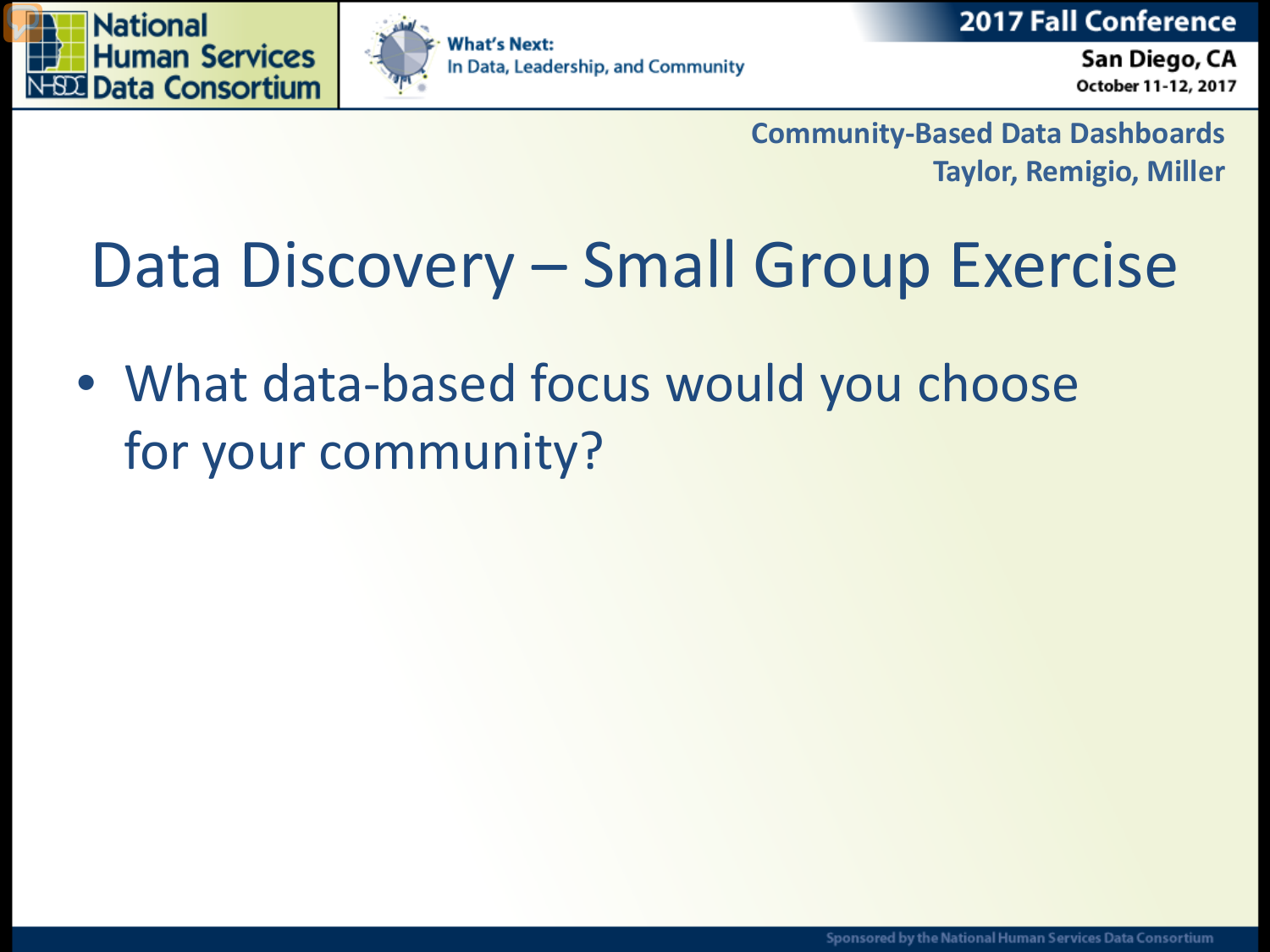# Data Discovery – Small Group Exercise

- What data-based focus would you choose for your community?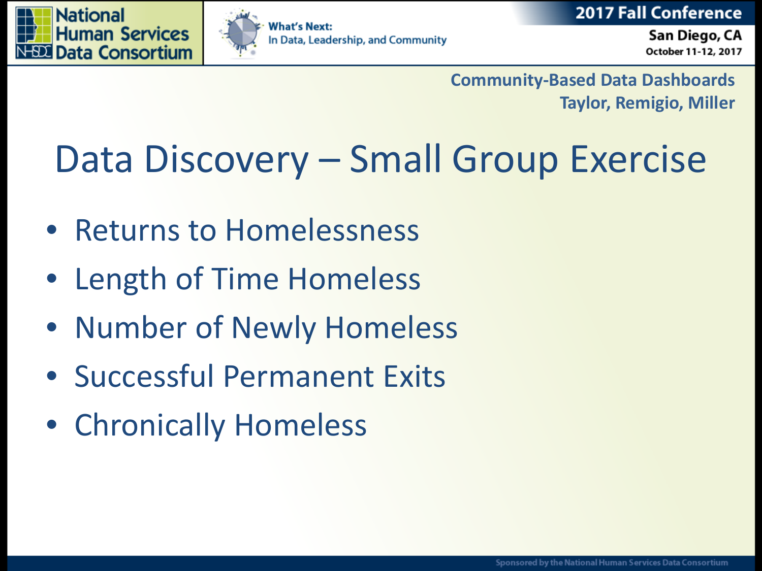Community-Based Data Dashboards
Taylor, Remigio, Miller

# Data Discovery – Small Group Exercise

- Returns to Homelessness
- Length of Time Homeless
- Number of Newly Homeless
- Successful Permanent Exits
- Chronically Homeless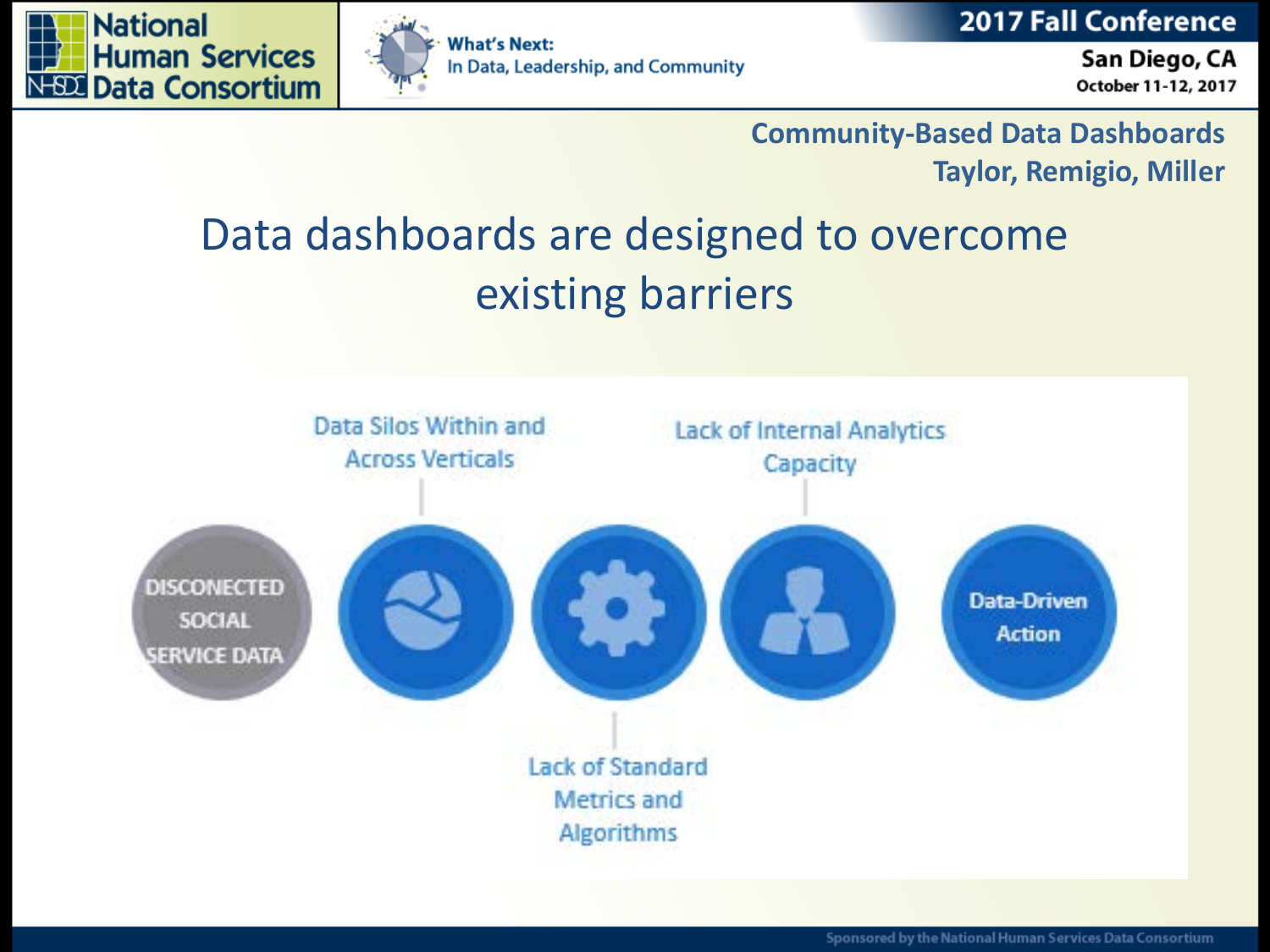Community-Based Data Dashboards
Taylor, Remigio, Miller

# Data dashboards are designed to overcome existing barriers

DISCONECTED SOCIAL SERVICE DATA

Data Silos Within and Across Verticals

Lack of Standard Metrics and Algorithms

Lack of Internal Analytics Capacity

Data-Driven Action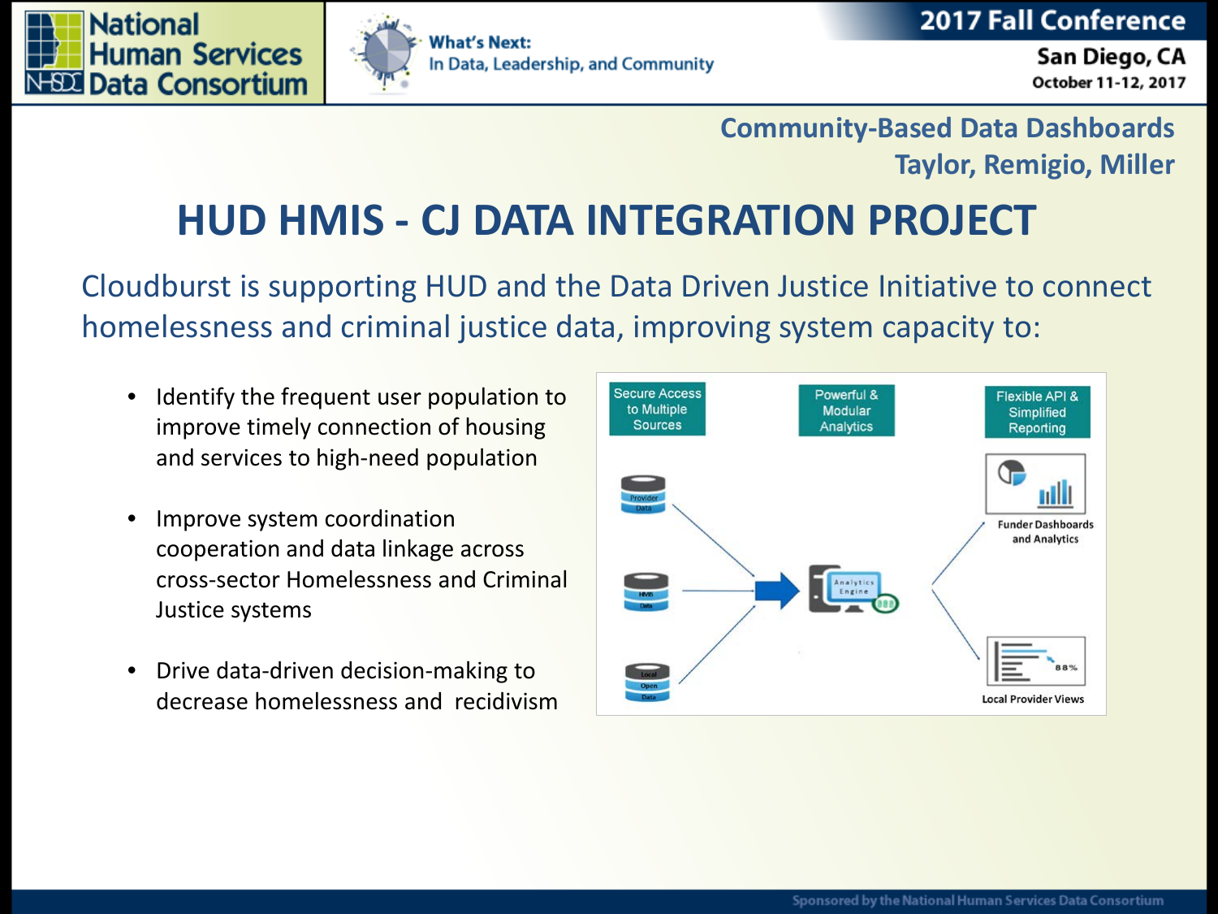Community-Based Data Dashboards
Taylor, Remigio, Miller

# HUD HMIS - CJ DATA INTEGRATION PROJECT

Cloudburst is supporting HUD and the Data Driven Justice Initiative to connect homelessness and criminal justice data, improving system capacity to:

- Identify the frequent user population to improve timely connection of housing and services to high-need population
- Improve system coordination cooperation and data linkage across cross-sector Homelessness and Criminal Justice systems
- Drive data-driven decision-making to decrease homelessness and recidivism

Secure Access to Multiple Sources

Powerful & Modular Analytics

Flexible API & Simplified Reporting

Provider Data

HMIS Data

Local Open Data

Analytics Engine

Funder Dashboards and Analytics

Local Provider Views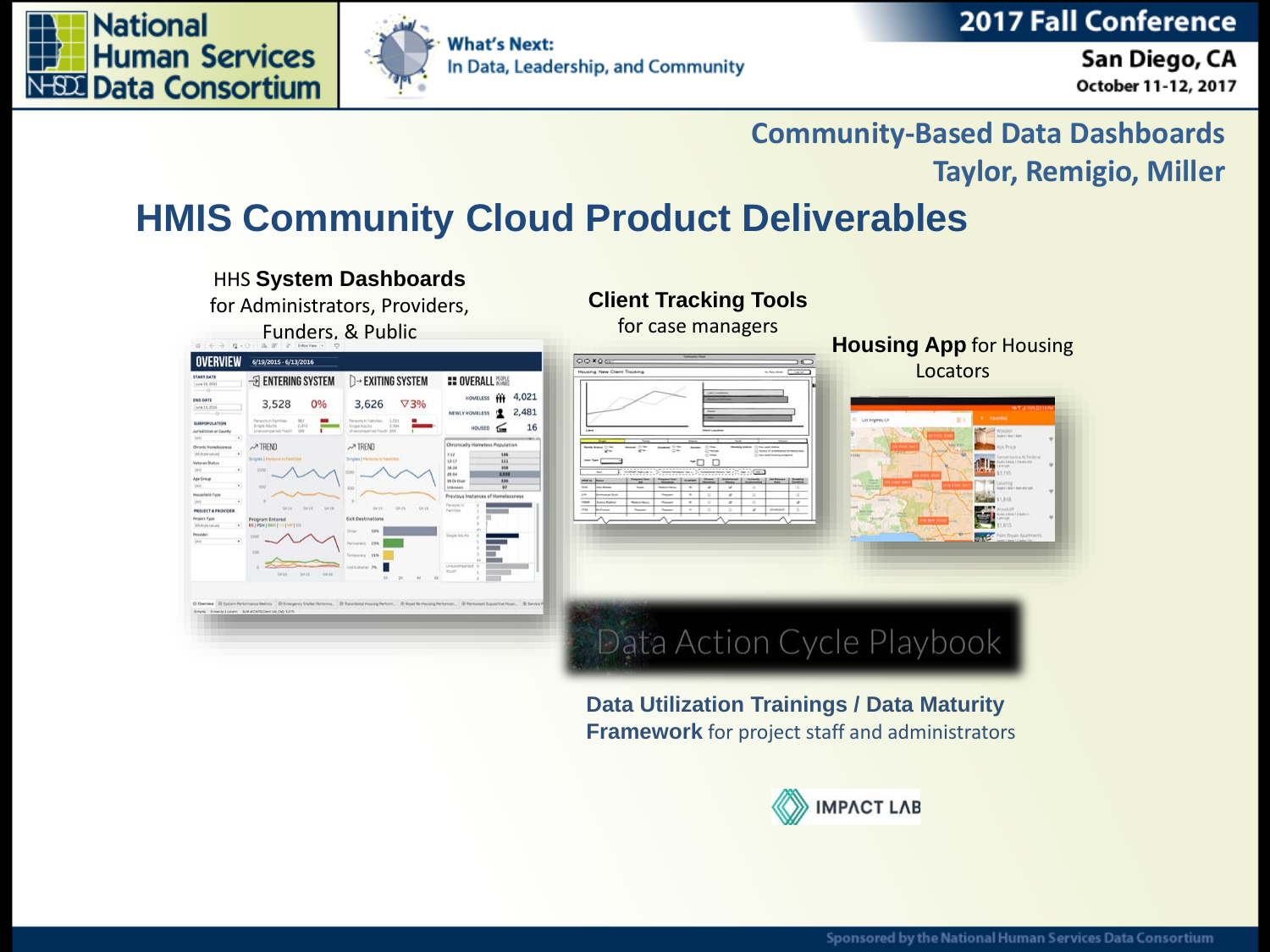## Community-Based Data Dashboards
## Taylor, Remigio, Miller

# HMIS Community Cloud Product Deliverables

HHS **System Dashboards** for Administrators, Providers, Funders, & Public

**Client Tracking Tools** for case managers

**Housing App** for Housing Locators

Data Action Cycle Playbook

**Data Utilization Trainings / Data Maturity Framework** for project staff and administrators

IMPACT LAB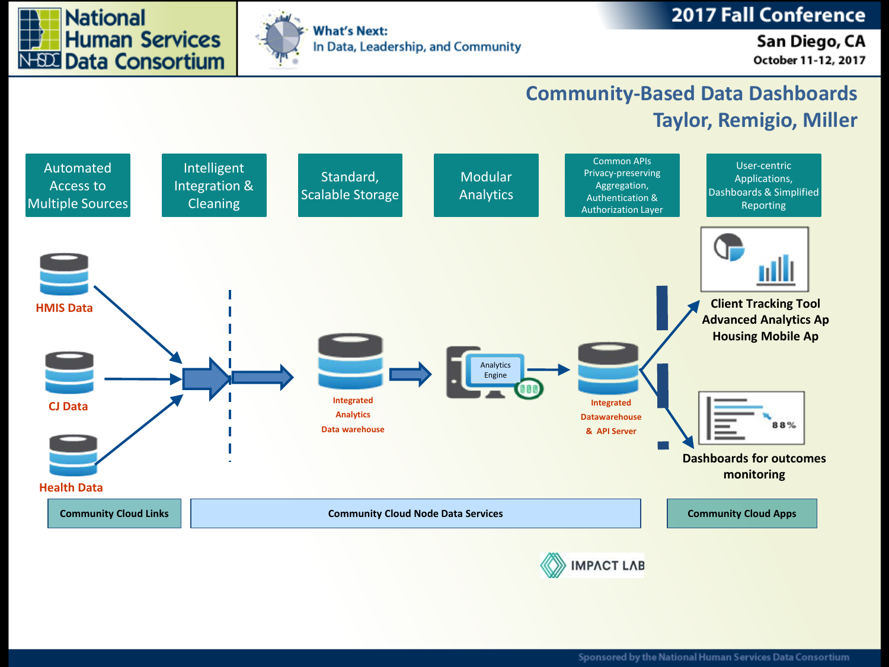# Community-Based Data Dashboards
## Taylor, Remigio, Miller

Automated Access to Multiple Sources

Intelligent Integration & Cleaning

Standard, Scalable Storage

Modular Analytics

Common APIs Privacy-preserving Aggregation, Authentication & Authorization Layer

User-centric Applications, Dashboards & Simplified Reporting

HMIS Data

CJ Data

Health Data

Integrated Analytics Data warehouse

Analytics Engine

Integrated Datawarehouse & API Server

Client Tracking Tool
Advanced Analytics Ap
Housing Mobile Ap

88%

Dashboards for outcomes monitoring

Community Cloud Links

Community Cloud Node Data Services

Community Cloud Apps

IMPACT LAB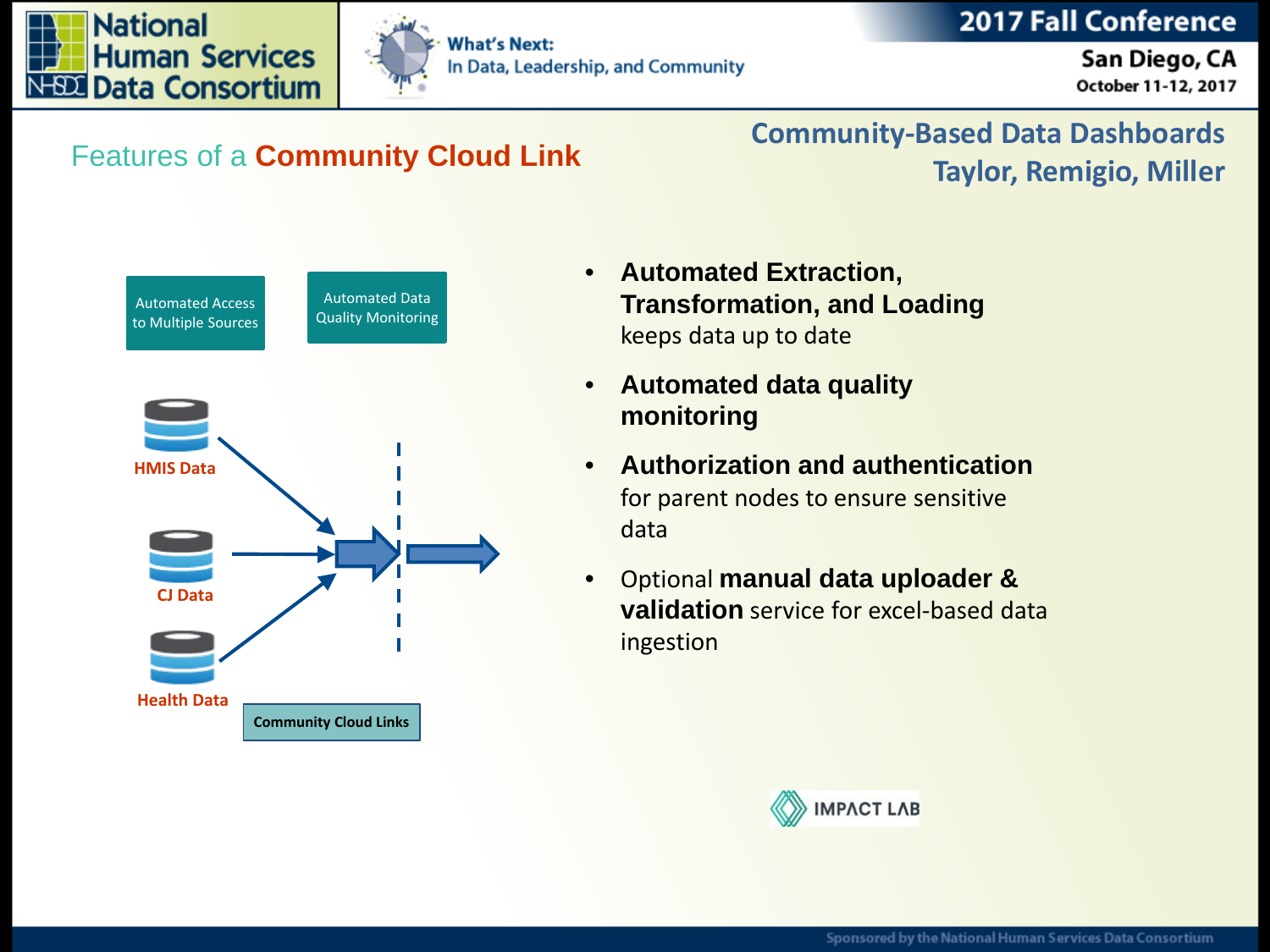# Features of a **Community Cloud Link**

## Community-Based Data Dashboards
## Taylor, Remigio, Miller

Automated Access to Multiple Sources

Automated Data Quality Monitoring

HMIS Data

CJ Data

Health Data

Community Cloud Links

- **Automated Extraction, Transformation, and Loading** keeps data up to date
- **Automated data quality monitoring**
- **Authorization and authentication** for parent nodes to ensure sensitive data
- Optional **manual data uploader & validation** service for excel-based data ingestion

IMPACT LAB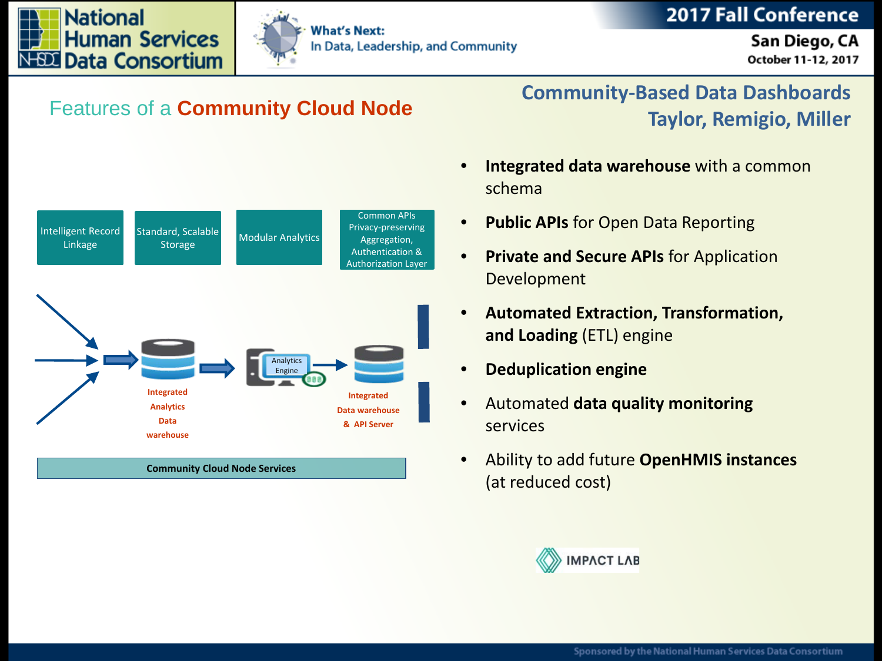## Features of a **Community Cloud Node**

## Community-Based Data Dashboards
## Taylor, Remigio, Miller

Intelligent Record Linkage

Standard, Scalable Storage

Modular Analytics

Common APIs Privacy-preserving Aggregation, Authentication & Authorization Layer

Integrated Analytics Data warehouse

Analytics Engine

Integrated Data warehouse & API Server

Community Cloud Node Services

- **Integrated data warehouse** with a common schema
- **Public APIs** for Open Data Reporting
- **Private and Secure APIs** for Application Development
- **Automated Extraction, Transformation, and Loading** (ETL) engine
- **Deduplication engine**
- Automated **data quality monitoring** services
- Ability to add future **OpenHMIS instances** (at reduced cost)

IMPACT LAB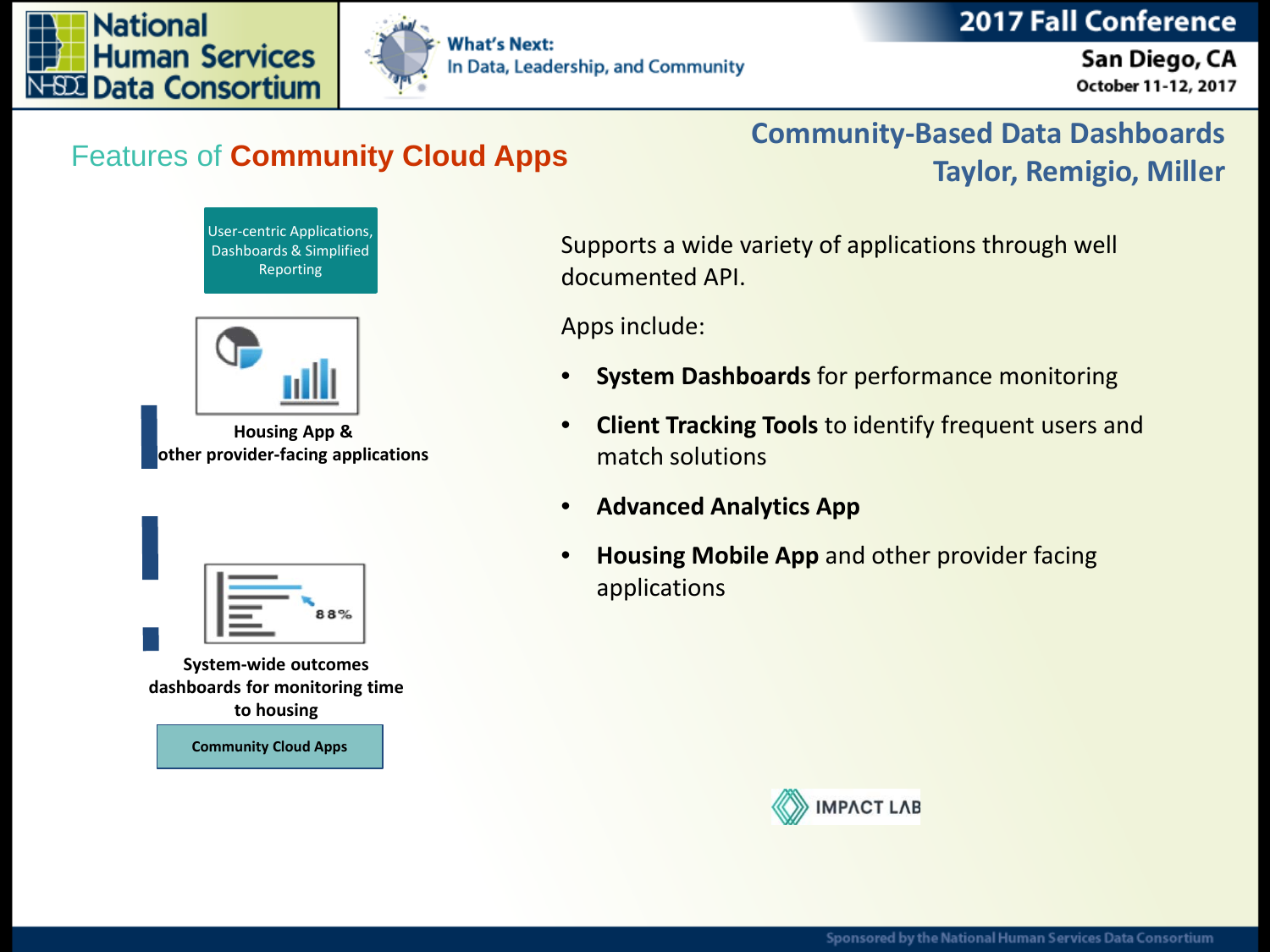## Features of Community Cloud Apps

### Community-Based Data Dashboards
### Taylor, Remigio, Miller

User-centric Applications, Dashboards & Simplified Reporting

**Housing App & other provider-facing applications**

**System-wide outcomes dashboards for monitoring time to housing**

**Community Cloud Apps**

Supports a wide variety of applications through well documented API.

Apps include:

- **System Dashboards** for performance monitoring
- **Client Tracking Tools** to identify frequent users and match solutions
- **Advanced Analytics App**
- **Housing Mobile App** and other provider facing applications

IMPACT LAB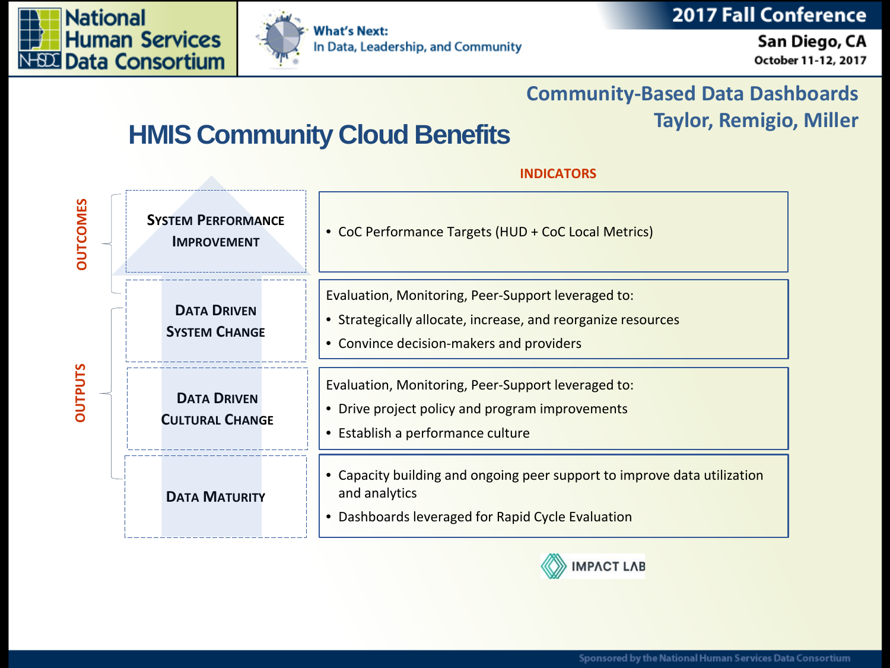## Community-Based Data Dashboards
### Taylor, Remigio, Miller

# HMIS Community Cloud Benefits

| | | INDICATORS |
|---|---|---|
| OUTCOMES | System Performance Improvement | • CoC Performance Targets (HUD + CoC Local Metrics) |
| OUTPUTS | Data Driven System Change | Evaluation, Monitoring, Peer-Support leveraged to:<br>• Strategically allocate, increase, and reorganize resources<br>• Convince decision-makers and providers |
| | Data Driven Cultural Change | Evaluation, Monitoring, Peer-Support leveraged to:<br>• Drive project policy and program improvements<br>• Establish a performance culture |
| | Data Maturity | • Capacity building and ongoing peer support to improve data utilization and analytics<br>• Dashboards leveraged for Rapid Cycle Evaluation |

IMPACT LAB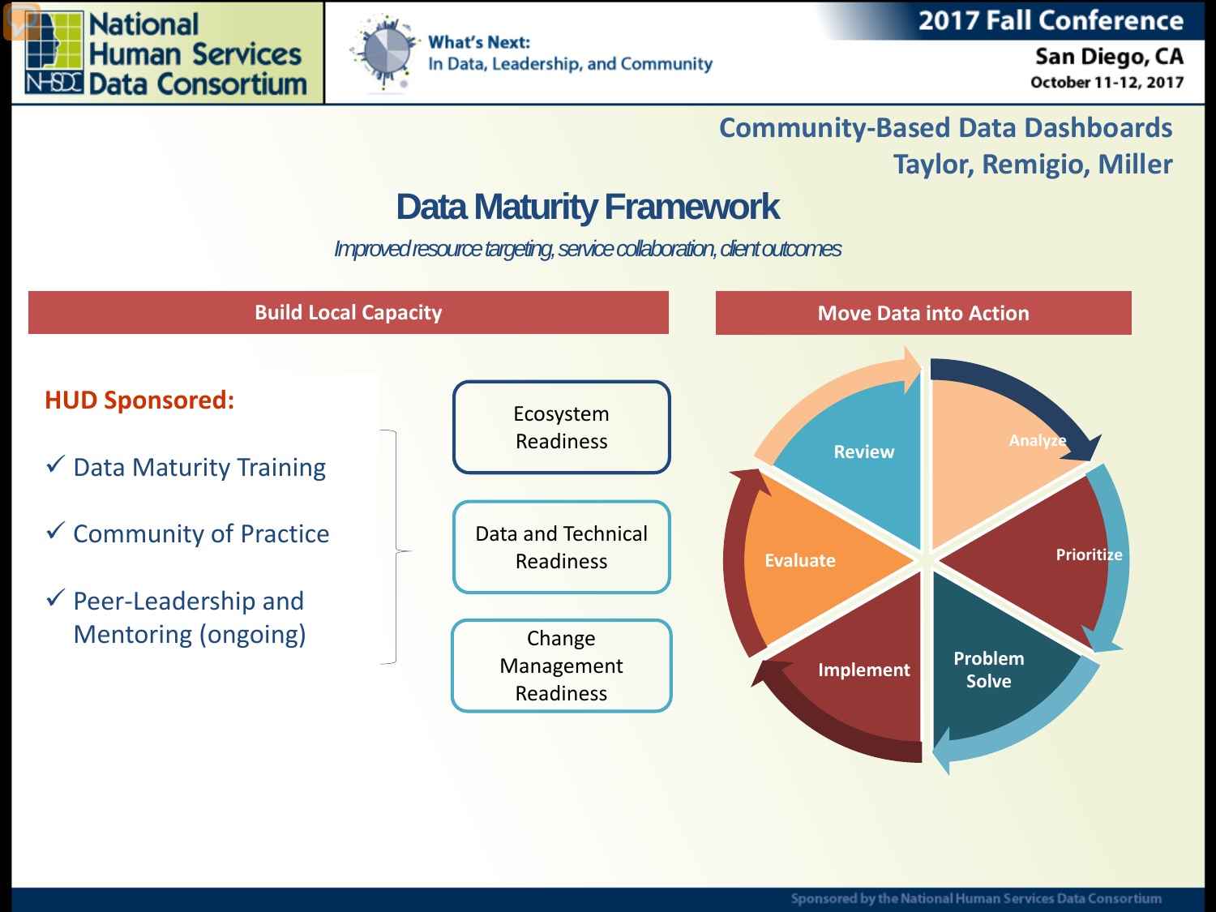## Community-Based Data Dashboards

Taylor, Remigio, Miller

# Data Maturity Framework

*Improved resource targeting, service collaboration, client outcomes*

### Build Local Capacity

**HUD Sponsored:**

- ✓ Data Maturity Training
- ✓ Community of Practice
- ✓ Peer-Leadership and Mentoring (ongoing)

Ecosystem Readiness

Data and Technical Readiness

Change Management Readiness

### Move Data into Action

Review

Analyze

Prioritize

Problem Solve

Implement

Evaluate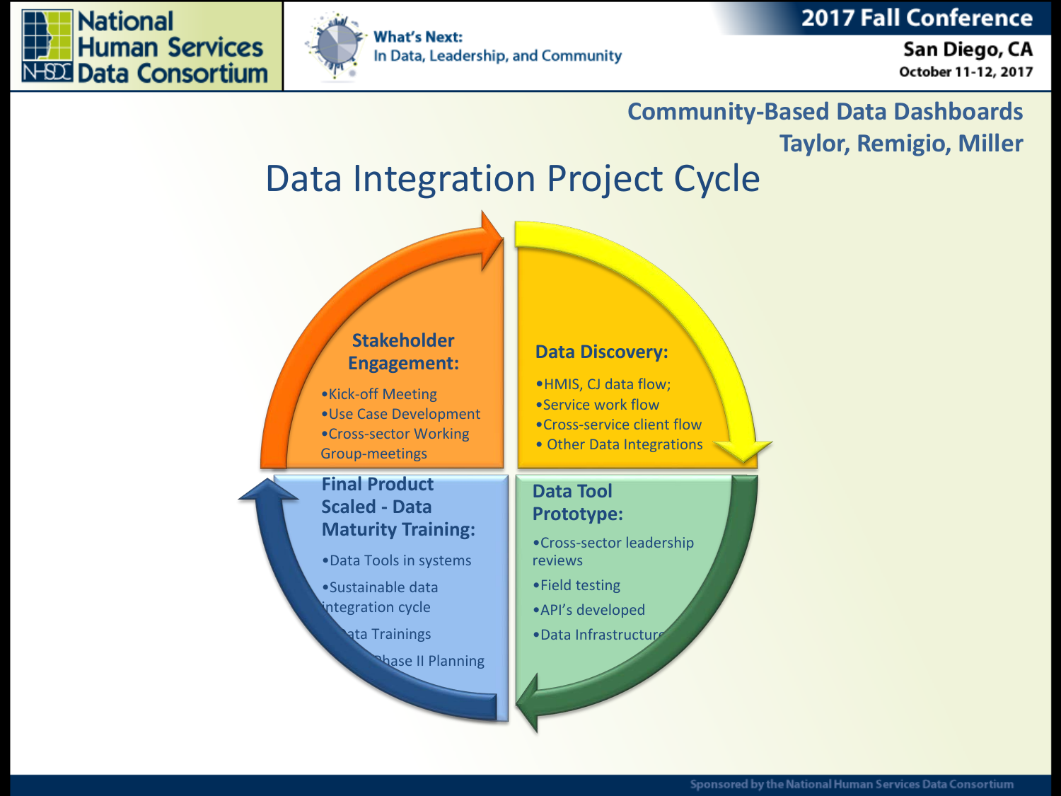## Community-Based Data Dashboards
### Taylor, Remigio, Miller

# Data Integration Project Cycle

**Stakeholder Engagement:**

- Kick-off Meeting
- Use Case Development
- Cross-sector Working Group-meetings

**Data Discovery:**

- HMIS, CJ data flow;
- Service work flow
- Cross-service client flow
- Other Data Integrations

**Data Tool Prototype:**

- Cross-sector leadership reviews
- Field testing
- API's developed
- Data Infrastructure

**Final Product Scaled - Data Maturity Training:**

- Data Tools in systems
- Sustainable data integration cycle
- Data Trainings
- Phase II Planning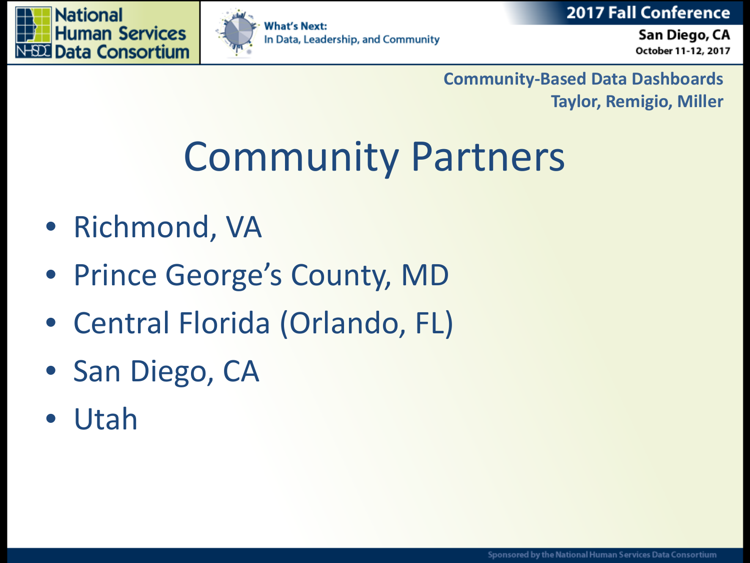# Community Partners

- Richmond, VA
- Prince George's County, MD
- Central Florida (Orlando, FL)
- San Diego, CA
- Utah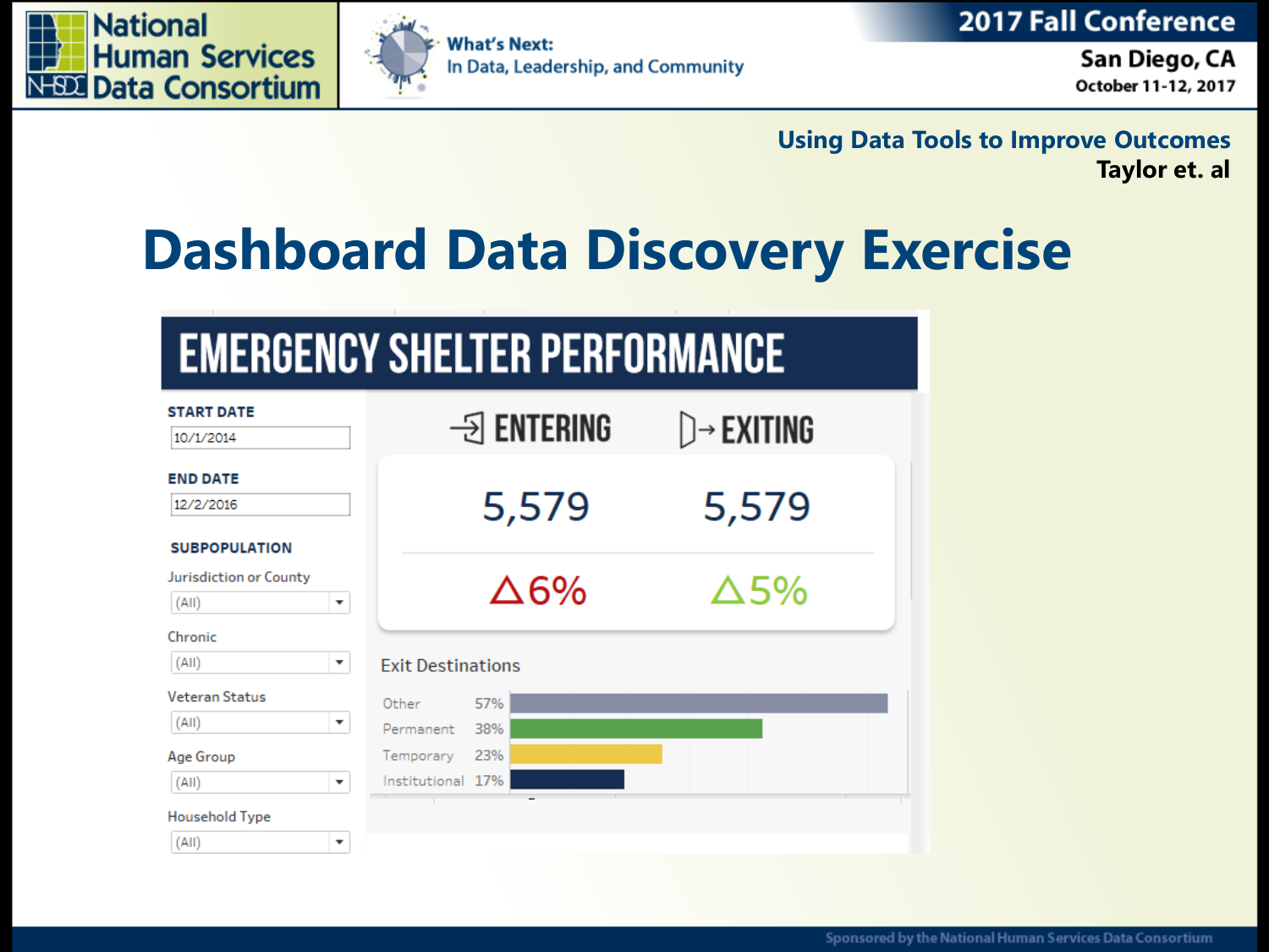Using Data Tools to Improve Outcomes

Taylor et. al

# Dashboard Data Discovery Exercise

## EMERGENCY SHELTER PERFORMANCE

**START DATE**

10/1/2014

**END DATE**

12/2/2016

**SUBPOPULATION**

Jurisdiction or County: (All)

Chronic: (All)

Veteran Status: (All)

Age Group: (All)

Household Type: (All)

| ENTERING | EXITING |
|---|---|
| 5,579 | 5,579 |
| △6% | △5% |

**Exit Destinations**

| Destination | Percent |
|---|---|
| Other | 57% |
| Permanent | 38% |
| Temporary | 23% |
| Institutional | 17% |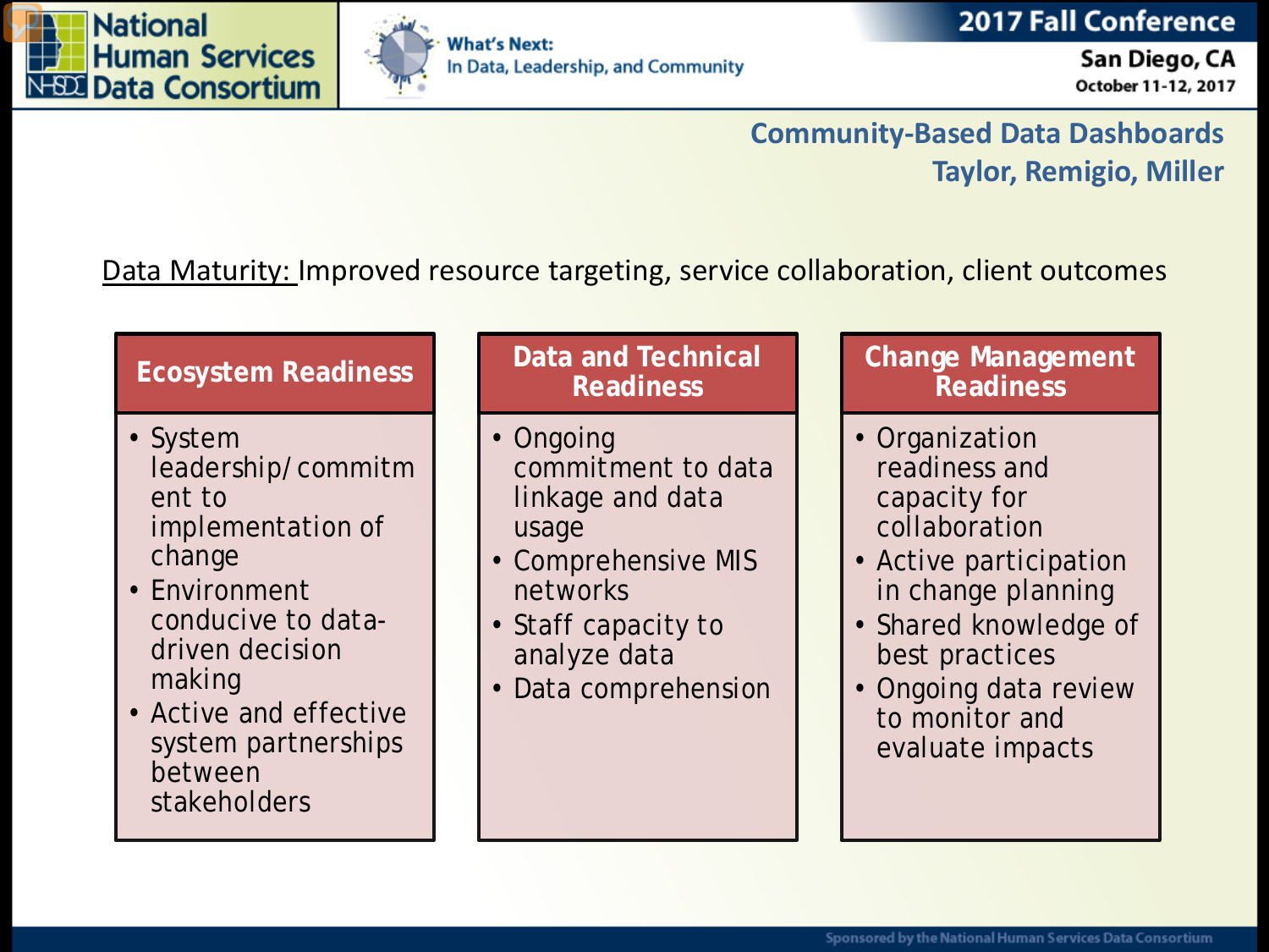## Community-Based Data Dashboards
**Taylor, Remigio, Miller**

Data Maturity: Improved resource targeting, service collaboration, client outcomes

| Ecosystem Readiness | Data and Technical Readiness | Change Management Readiness |
|---|---|---|
| • System leadership/commitment to implementation of change<br>• Environment conducive to data-driven decision making<br>• Active and effective system partnerships between stakeholders | • Ongoing commitment to data linkage and data usage<br>• Comprehensive MIS networks<br>• Staff capacity to analyze data<br>• Data comprehension | • Organization readiness and capacity for collaboration<br>• Active participation in change planning<br>• Shared knowledge of best practices<br>• Ongoing data review to monitor and evaluate impacts |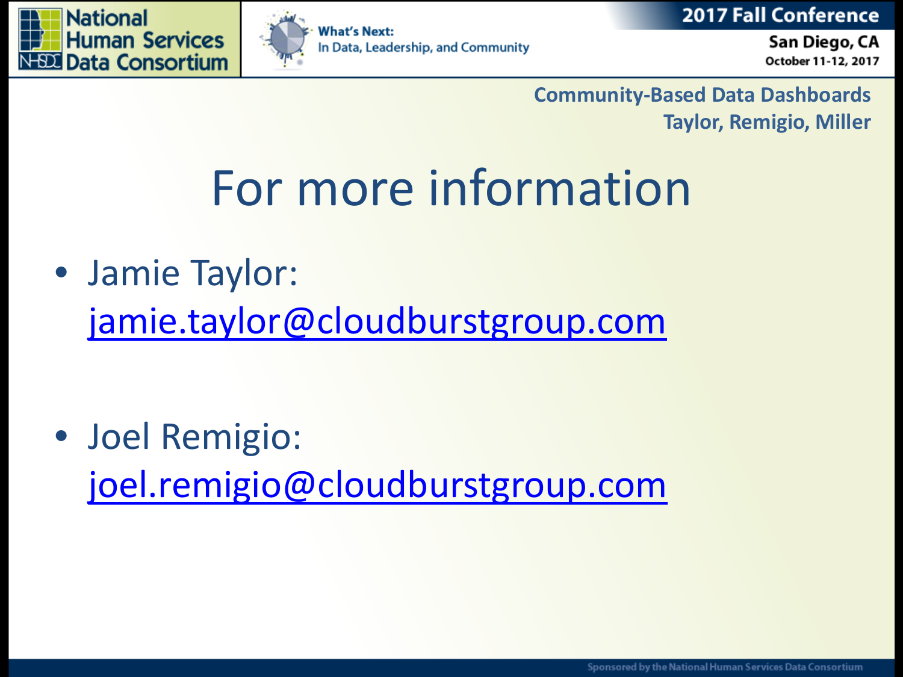# For more information

- Jamie Taylor: jamie.taylor@cloudburstgroup.com
- Joel Remigio: joel.remigio@cloudburstgroup.com